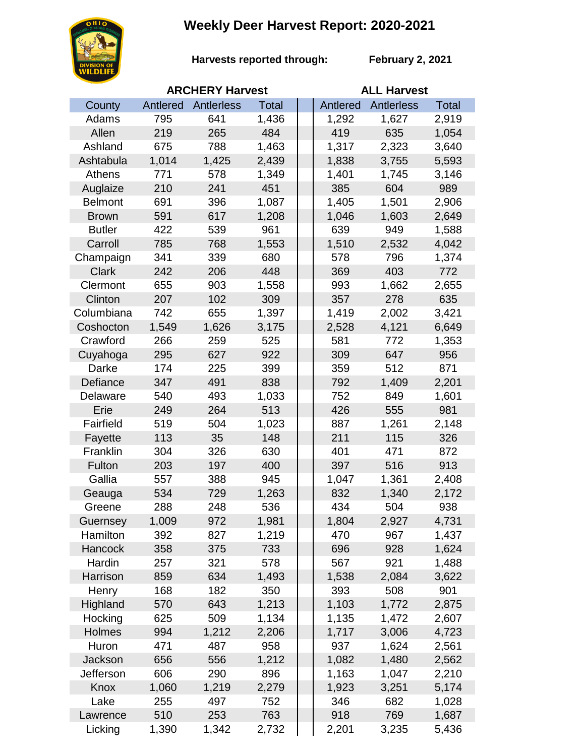# Weekly Deer Harvest Report: 2020-2021

**Harvests reported through:** **February 2, 2021**

| County | ARCHERY Harvest | | | ALL Harvest | | |
|---|---|---|---|---|---|---|
| | Antlered | Antlerless | Total | Antlered | Antlerless | Total |
| Adams | 795 | 641 | 1,436 | 1,292 | 1,627 | 2,919 |
| Allen | 219 | 265 | 484 | 419 | 635 | 1,054 |
| Ashland | 675 | 788 | 1,463 | 1,317 | 2,323 | 3,640 |
| Ashtabula | 1,014 | 1,425 | 2,439 | 1,838 | 3,755 | 5,593 |
| Athens | 771 | 578 | 1,349 | 1,401 | 1,745 | 3,146 |
| Auglaize | 210 | 241 | 451 | 385 | 604 | 989 |
| Belmont | 691 | 396 | 1,087 | 1,405 | 1,501 | 2,906 |
| Brown | 591 | 617 | 1,208 | 1,046 | 1,603 | 2,649 |
| Butler | 422 | 539 | 961 | 639 | 949 | 1,588 |
| Carroll | 785 | 768 | 1,553 | 1,510 | 2,532 | 4,042 |
| Champaign | 341 | 339 | 680 | 578 | 796 | 1,374 |
| Clark | 242 | 206 | 448 | 369 | 403 | 772 |
| Clermont | 655 | 903 | 1,558 | 993 | 1,662 | 2,655 |
| Clinton | 207 | 102 | 309 | 357 | 278 | 635 |
| Columbiana | 742 | 655 | 1,397 | 1,419 | 2,002 | 3,421 |
| Coshocton | 1,549 | 1,626 | 3,175 | 2,528 | 4,121 | 6,649 |
| Crawford | 266 | 259 | 525 | 581 | 772 | 1,353 |
| Cuyahoga | 295 | 627 | 922 | 309 | 647 | 956 |
| Darke | 174 | 225 | 399 | 359 | 512 | 871 |
| Defiance | 347 | 491 | 838 | 792 | 1,409 | 2,201 |
| Delaware | 540 | 493 | 1,033 | 752 | 849 | 1,601 |
| Erie | 249 | 264 | 513 | 426 | 555 | 981 |
| Fairfield | 519 | 504 | 1,023 | 887 | 1,261 | 2,148 |
| Fayette | 113 | 35 | 148 | 211 | 115 | 326 |
| Franklin | 304 | 326 | 630 | 401 | 471 | 872 |
| Fulton | 203 | 197 | 400 | 397 | 516 | 913 |
| Gallia | 557 | 388 | 945 | 1,047 | 1,361 | 2,408 |
| Geauga | 534 | 729 | 1,263 | 832 | 1,340 | 2,172 |
| Greene | 288 | 248 | 536 | 434 | 504 | 938 |
| Guernsey | 1,009 | 972 | 1,981 | 1,804 | 2,927 | 4,731 |
| Hamilton | 392 | 827 | 1,219 | 470 | 967 | 1,437 |
| Hancock | 358 | 375 | 733 | 696 | 928 | 1,624 |
| Hardin | 257 | 321 | 578 | 567 | 921 | 1,488 |
| Harrison | 859 | 634 | 1,493 | 1,538 | 2,084 | 3,622 |
| Henry | 168 | 182 | 350 | 393 | 508 | 901 |
| Highland | 570 | 643 | 1,213 | 1,103 | 1,772 | 2,875 |
| Hocking | 625 | 509 | 1,134 | 1,135 | 1,472 | 2,607 |
| Holmes | 994 | 1,212 | 2,206 | 1,717 | 3,006 | 4,723 |
| Huron | 471 | 487 | 958 | 937 | 1,624 | 2,561 |
| Jackson | 656 | 556 | 1,212 | 1,082 | 1,480 | 2,562 |
| Jefferson | 606 | 290 | 896 | 1,163 | 1,047 | 2,210 |
| Knox | 1,060 | 1,219 | 2,279 | 1,923 | 3,251 | 5,174 |
| Lake | 255 | 497 | 752 | 346 | 682 | 1,028 |
| Lawrence | 510 | 253 | 763 | 918 | 769 | 1,687 |
| Licking | 1,390 | 1,342 | 2,732 | 2,201 | 3,235 | 5,436 |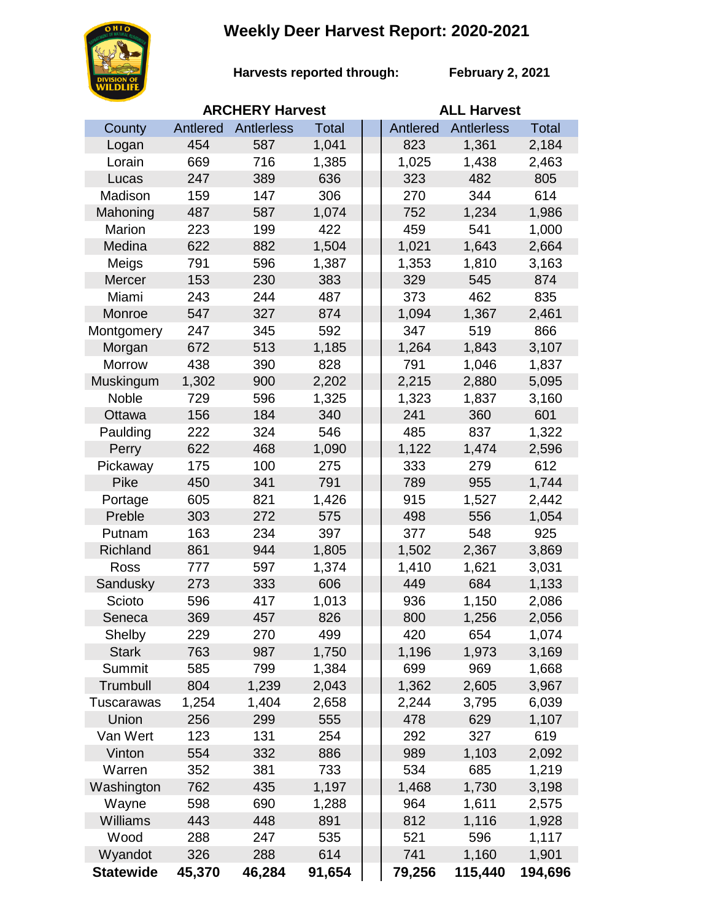# Weekly Deer Harvest Report: 2020-2021

**Harvests reported through:** **February 2, 2021**

| | ARCHERY Harvest | | | ALL Harvest | | |
|---|---|---|---|---|---|---|
| County | Antlered | Antlerless | Total | Antlered | Antlerless | Total |
| Logan | 454 | 587 | 1,041 | 823 | 1,361 | 2,184 |
| Lorain | 669 | 716 | 1,385 | 1,025 | 1,438 | 2,463 |
| Lucas | 247 | 389 | 636 | 323 | 482 | 805 |
| Madison | 159 | 147 | 306 | 270 | 344 | 614 |
| Mahoning | 487 | 587 | 1,074 | 752 | 1,234 | 1,986 |
| Marion | 223 | 199 | 422 | 459 | 541 | 1,000 |
| Medina | 622 | 882 | 1,504 | 1,021 | 1,643 | 2,664 |
| Meigs | 791 | 596 | 1,387 | 1,353 | 1,810 | 3,163 |
| Mercer | 153 | 230 | 383 | 329 | 545 | 874 |
| Miami | 243 | 244 | 487 | 373 | 462 | 835 |
| Monroe | 547 | 327 | 874 | 1,094 | 1,367 | 2,461 |
| Montgomery | 247 | 345 | 592 | 347 | 519 | 866 |
| Morgan | 672 | 513 | 1,185 | 1,264 | 1,843 | 3,107 |
| Morrow | 438 | 390 | 828 | 791 | 1,046 | 1,837 |
| Muskingum | 1,302 | 900 | 2,202 | 2,215 | 2,880 | 5,095 |
| Noble | 729 | 596 | 1,325 | 1,323 | 1,837 | 3,160 |
| Ottawa | 156 | 184 | 340 | 241 | 360 | 601 |
| Paulding | 222 | 324 | 546 | 485 | 837 | 1,322 |
| Perry | 622 | 468 | 1,090 | 1,122 | 1,474 | 2,596 |
| Pickaway | 175 | 100 | 275 | 333 | 279 | 612 |
| Pike | 450 | 341 | 791 | 789 | 955 | 1,744 |
| Portage | 605 | 821 | 1,426 | 915 | 1,527 | 2,442 |
| Preble | 303 | 272 | 575 | 498 | 556 | 1,054 |
| Putnam | 163 | 234 | 397 | 377 | 548 | 925 |
| Richland | 861 | 944 | 1,805 | 1,502 | 2,367 | 3,869 |
| Ross | 777 | 597 | 1,374 | 1,410 | 1,621 | 3,031 |
| Sandusky | 273 | 333 | 606 | 449 | 684 | 1,133 |
| Scioto | 596 | 417 | 1,013 | 936 | 1,150 | 2,086 |
| Seneca | 369 | 457 | 826 | 800 | 1,256 | 2,056 |
| Shelby | 229 | 270 | 499 | 420 | 654 | 1,074 |
| Stark | 763 | 987 | 1,750 | 1,196 | 1,973 | 3,169 |
| Summit | 585 | 799 | 1,384 | 699 | 969 | 1,668 |
| Trumbull | 804 | 1,239 | 2,043 | 1,362 | 2,605 | 3,967 |
| Tuscarawas | 1,254 | 1,404 | 2,658 | 2,244 | 3,795 | 6,039 |
| Union | 256 | 299 | 555 | 478 | 629 | 1,107 |
| Van Wert | 123 | 131 | 254 | 292 | 327 | 619 |
| Vinton | 554 | 332 | 886 | 989 | 1,103 | 2,092 |
| Warren | 352 | 381 | 733 | 534 | 685 | 1,219 |
| Washington | 762 | 435 | 1,197 | 1,468 | 1,730 | 3,198 |
| Wayne | 598 | 690 | 1,288 | 964 | 1,611 | 2,575 |
| Williams | 443 | 448 | 891 | 812 | 1,116 | 1,928 |
| Wood | 288 | 247 | 535 | 521 | 596 | 1,117 |
| Wyandot | 326 | 288 | 614 | 741 | 1,160 | 1,901 |
| **Statewide** | **45,370** | **46,284** | **91,654** | **79,256** | **115,440** | **194,696** |